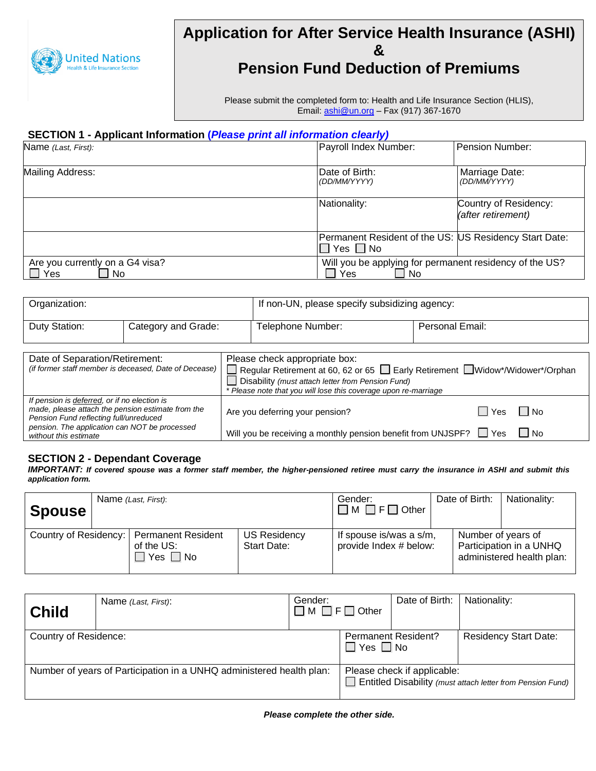United Nations
Health & Life Insurance Section

# Application for After Service Health Insurance (ASHI) & Pension Fund Deduction of Premiums

Please submit the completed form to: Health and Life Insurance Section (HLIS),
Email: ashi@un.org – Fax (917) 367-1670

## SECTION 1 - Applicant Information (*Please print all information clearly)*

| | | |
|---|---|---|
| Name *(Last, First):* | Payroll Index Number: | Pension Number: |
| Mailing Address: | Date of Birth: *(DD/MM/YYYY)* | Marriage Date: *(DD/MM/YYYY)* |
| | Nationality: | Country of Residency: *(after retirement)* |
| | Permanent Resident of the US: ☐ Yes ☐ No | US Residency Start Date: |
| Are you currently on a G4 visa? ☐ Yes ☐ No | Will you be applying for permanent residency of the US? ☐ Yes ☐ No | |

| | | | |
|---|---|---|---|
| Organization: | | If non-UN, please specify subsidizing agency: | |
| Duty Station: | Category and Grade: | Telephone Number: | Personal Email: |

| | |
|---|---|
| Date of Separation/Retirement: *(if former staff member is deceased, Date of Decease)* | Please check appropriate box: ☐ Regular Retirement at 60, 62 or 65 ☐ Early Retirement ☐ Widow*/Widower*/Orphan ☐ Disability *(must attach letter from Pension Fund)* <br> ** Please note that you will lose this coverage upon re-marriage* |
| *If pension is deferred, or if no election is made, please attach the pension estimate from the Pension Fund reflecting full/unreduced pension. The application can NOT be processed without this estimate* | Are you deferring your pension? ☐ Yes ☐ No <br> Will you be receiving a monthly pension benefit from UNJSPF? ☐ Yes ☐ No |

## SECTION 2 - Dependant Coverage

***IMPORTANT:** If covered spouse was a former staff member, the higher-pensioned retiree must carry the insurance in ASHI and submit this application form.*

| | | | | |
|---|---|---|---|---|
| **Spouse** | Name *(Last, First)*: | Gender: ☐ M ☐ F ☐ Other | Date of Birth: | Nationality: |
| Country of Residency: | Permanent Resident of the US: ☐ Yes ☐ No | US Residency Start Date: | If spouse is/was a s/m, provide Index # below: | Number of years of Participation in a UNHQ administered health plan: |

| | | | | |
|---|---|---|---|---|
| **Child** | Name *(Last, First)*: | Gender: ☐ M ☐ F ☐ Other | Date of Birth: | Nationality: |
| Country of Residence: | | Permanent Resident? ☐ Yes ☐ No | Residency Start Date: | |
| Number of years of Participation in a UNHQ administered health plan: | | Please check if applicable: ☐ Entitled Disability *(must attach letter from Pension Fund)* | | |

***Please complete the other side.***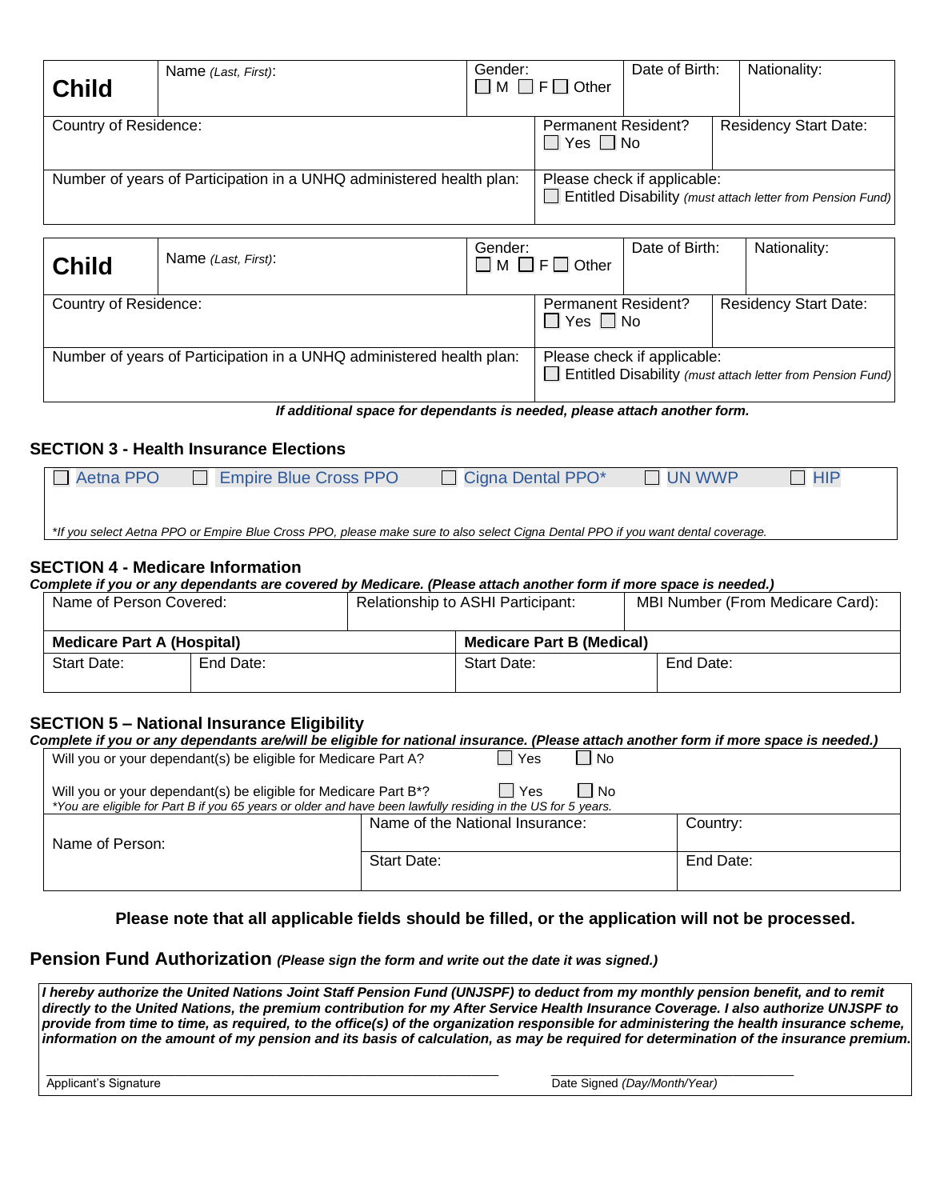| **Child** | Name *(Last, First)*: | Gender: ☐ M ☐ F ☐ Other | Date of Birth: | Nationality: |
|---|---|---|---|---|
| Country of Residence: | | Permanent Resident? ☐ Yes ☐ No | Residency Start Date: | |
| Number of years of Participation in a UNHQ administered health plan: | | Please check if applicable: ☐ Entitled Disability *(must attach letter from Pension Fund)* | | |

| **Child** | Name *(Last, First)*: | Gender: ☐ M ☐ F ☐ Other | Date of Birth: | Nationality: |
|---|---|---|---|---|
| Country of Residence: | | Permanent Resident? ☐ Yes ☐ No | Residency Start Date: | |
| Number of years of Participation in a UNHQ administered health plan: | | Please check if applicable: ☐ Entitled Disability *(must attach letter from Pension Fund)* | | |

***If additional space for dependants is needed, please attach another form.***

## SECTION 3 - Health Insurance Elections

☐ Aetna PPO ☐ Empire Blue Cross PPO ☐ Cigna Dental PPO* ☐ UN WWP ☐ HIP

*\*If you select Aetna PPO or Empire Blue Cross PPO, please make sure to also select Cigna Dental PPO if you want dental coverage.*

## SECTION 4 - Medicare Information

***Complete if you or any dependants are covered by Medicare. (Please attach another form if more space is needed.)***

| Name of Person Covered: | | Relationship to ASHI Participant: | MBI Number (From Medicare Card): |
|---|---|---|---|
| **Medicare Part A (Hospital)** | | **Medicare Part B (Medical)** | |
| Start Date: | End Date: | Start Date: | End Date: |

## SECTION 5 – National Insurance Eligibility

***Complete if you or any dependants are/will be eligible for national insurance. (Please attach another form if more space is needed.)***

Will you or your dependant(s) be eligible for Medicare Part A? ☐ Yes ☐ No

Will you or your dependant(s) be eligible for Medicare Part B*? ☐ Yes ☐ No

*\*You are eligible for Part B if you 65 years or older and have been lawfully residing in the US for 5 years.*

| Name of Person: | Name of the National Insurance: | Country: |
|---|---|---|
| | Start Date: | End Date: |

**Please note that all applicable fields should be filled, or the application will not be processed.**

## Pension Fund Authorization *(Please sign the form and write out the date it was signed.)*

***I hereby authorize the United Nations Joint Staff Pension Fund (UNJSPF) to deduct from my monthly pension benefit, and to remit directly to the United Nations, the premium contribution for my After Service Health Insurance Coverage. I also authorize UNJSPF to provide from time to time, as required, to the office(s) of the organization responsible for administering the health insurance scheme, information on the amount of my pension and its basis of calculation, as may be required for determination of the insurance premium.***

______________________________ Applicant's Signature

______________________________ Date Signed *(Day/Month/Year)*